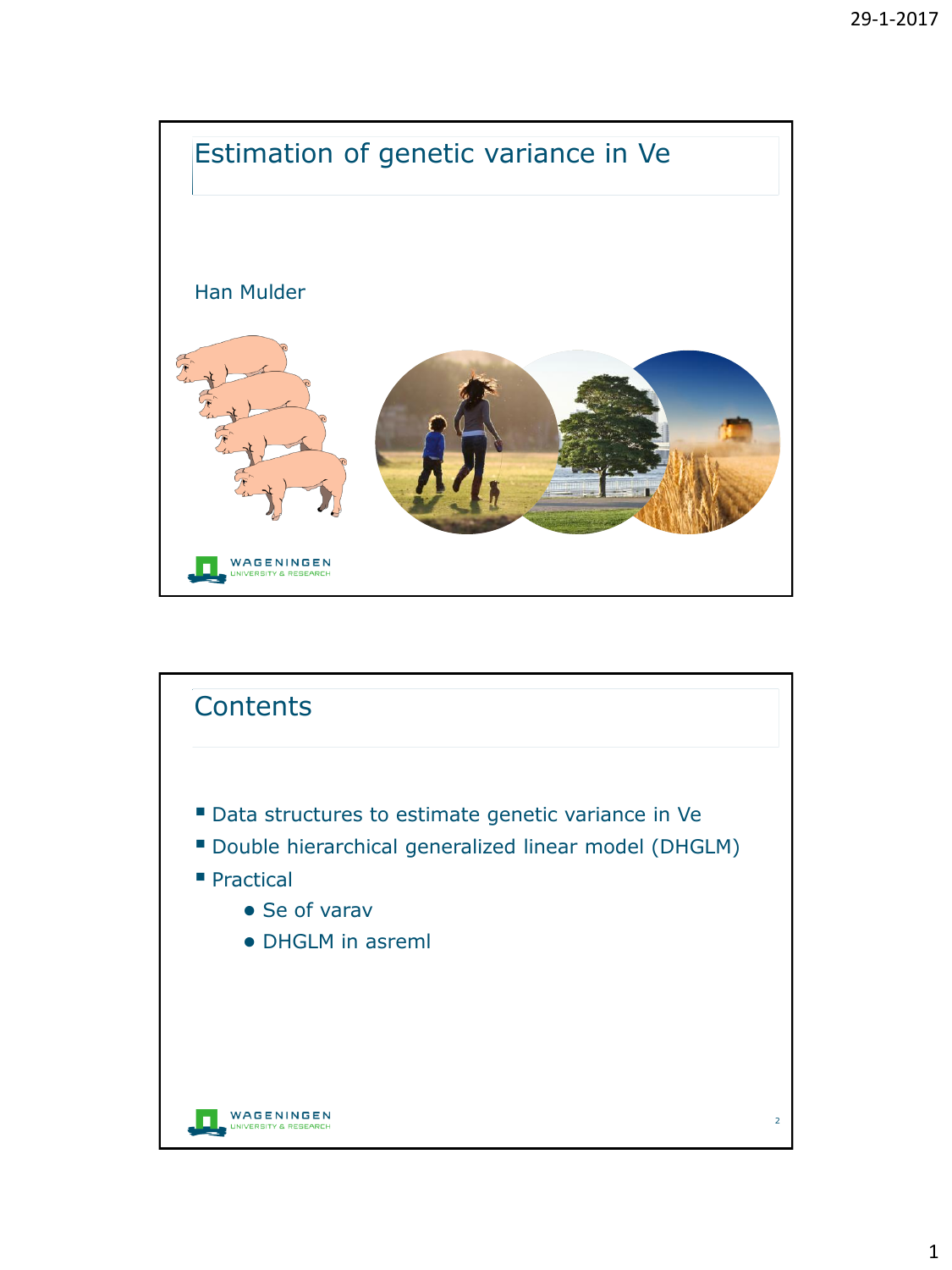# Estimation of genetic variance in Ve

Han Mulder

## Contents

- Data structures to estimate genetic variance in Ve
- Double hierarchical generalized linear model (DHGLM)
- Practical
  - Se of varav
  - DHGLM in asreml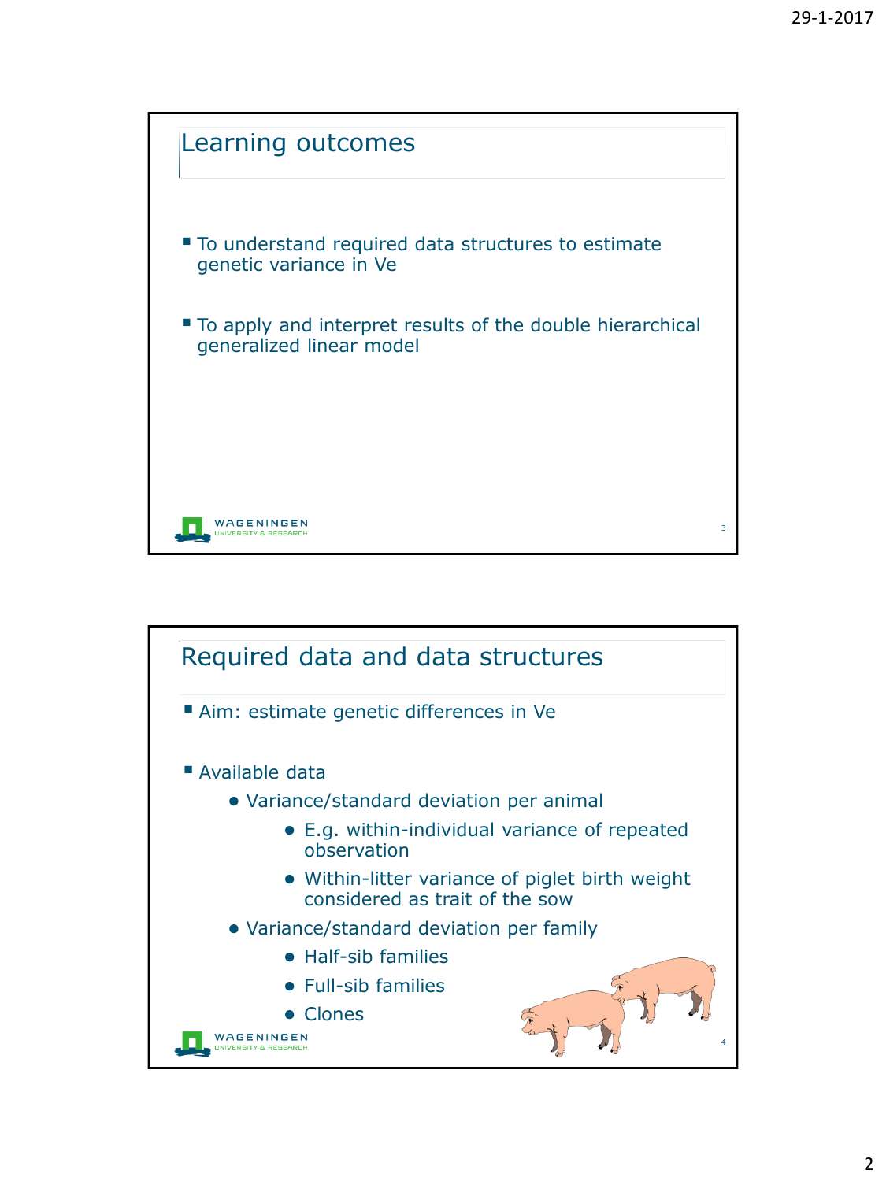## Learning outcomes

- To understand required data structures to estimate genetic variance in Ve
- To apply and interpret results of the double hierarchical generalized linear model

## Required data and data structures

- Aim: estimate genetic differences in Ve
- Available data
  - Variance/standard deviation per animal
    - E.g. within-individual variance of repeated observation
    - Within-litter variance of piglet birth weight considered as trait of the sow
  - Variance/standard deviation per family
    - Half-sib families
    - Full-sib families
    - Clones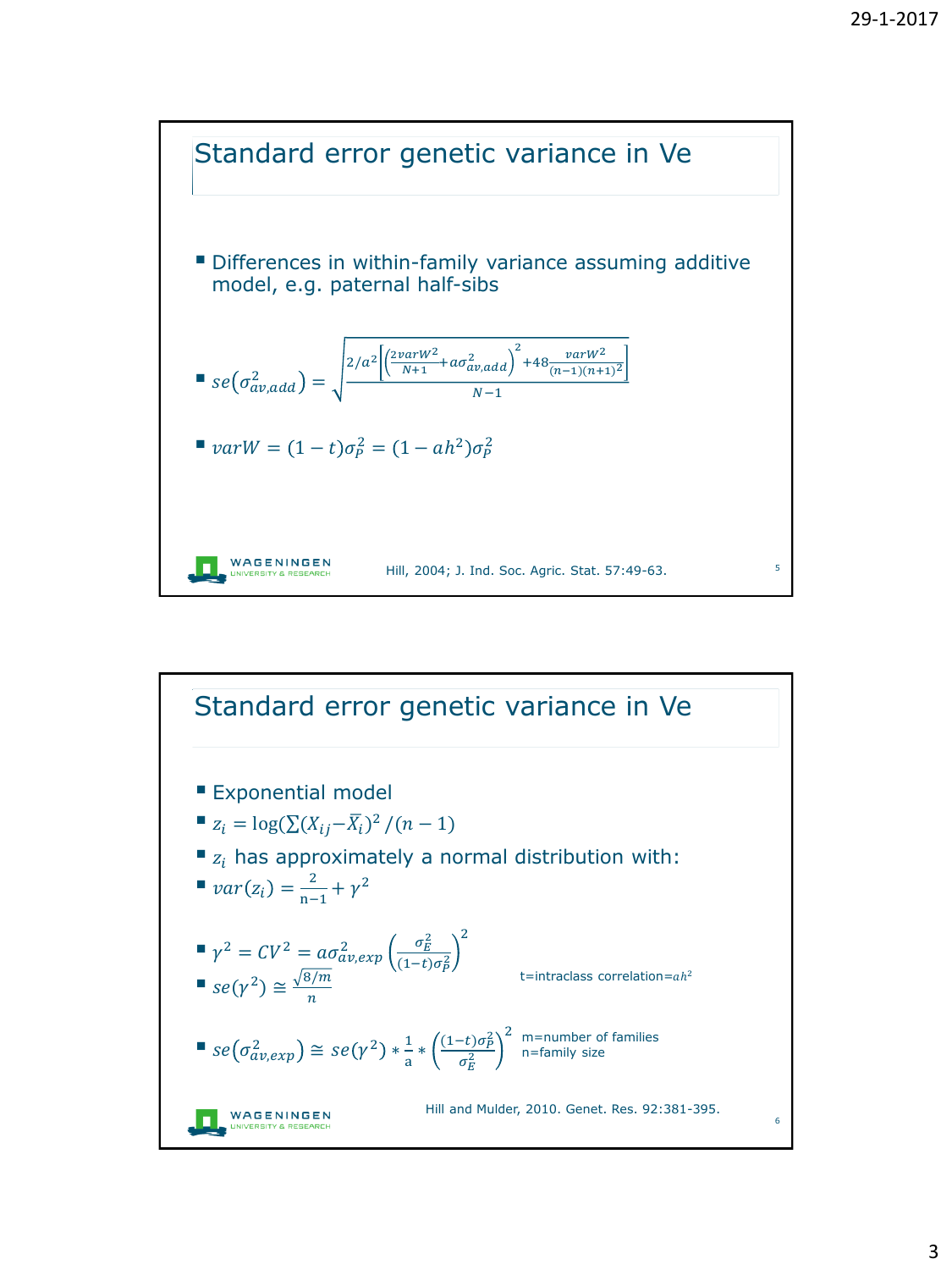## Standard error genetic variance in Ve

- Differences in within-family variance assuming additive model, e.g. paternal half-sibs

- $se(\sigma^2_{av,add}) = \sqrt{\dfrac{2/a^2\left[\left(\frac{2varW^2}{N+1}+a\sigma^2_{av,add}\right)^2+48\frac{varW^2}{(n-1)(n+1)^2}\right]}{N-1}}$

- $varW = (1-t)\sigma^2_P = (1-ah^2)\sigma^2_P$

Hill, 2004; J. Ind. Soc. Agric. Stat. 57:49-63.

## Standard error genetic variance in Ve

- Exponential model
- $z_i = \log(\sum(X_{ij}-\overline{X}_i)^2/(n-1)$
- $z_i$ has approximately a normal distribution with:
- $var(z_i) = \frac{2}{n-1} + \gamma^2$

- $\gamma^2 = CV^2 = a\sigma^2_{av,exp}\left(\frac{\sigma^2_E}{(1-t)\sigma^2_P}\right)^2$
- $se(\gamma^2) \cong \frac{\sqrt{8/m}}{n}$

t=intraclass correlation=$ah^2$

- $se(\sigma^2_{av,exp}) \cong se(\gamma^2) * \frac{1}{a} * \left(\frac{(1-t)\sigma^2_P}{\sigma^2_E}\right)^2$

m=number of families
n=family size

Hill and Mulder, 2010. Genet. Res. 92:381-395.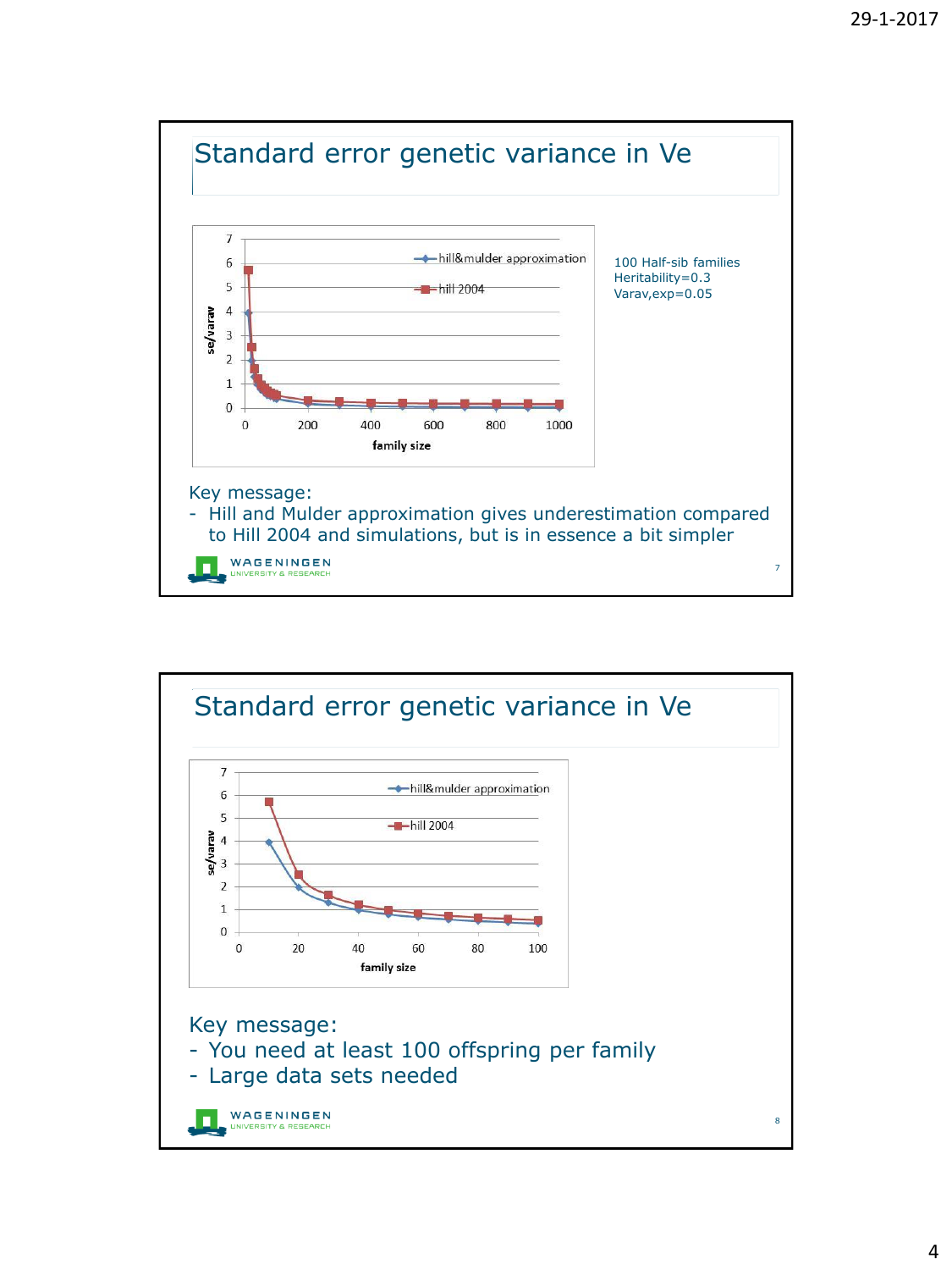## Standard error genetic variance in Ve

100 Half-sib families
Heritability=0.3
Varav,exp=0.05

Key message:
- Hill and Mulder approximation gives underestimation compared to Hill 2004 and simulations, but is in essence a bit simpler

## Standard error genetic variance in Ve

Key message:
- You need at least 100 offspring per family
- Large data sets needed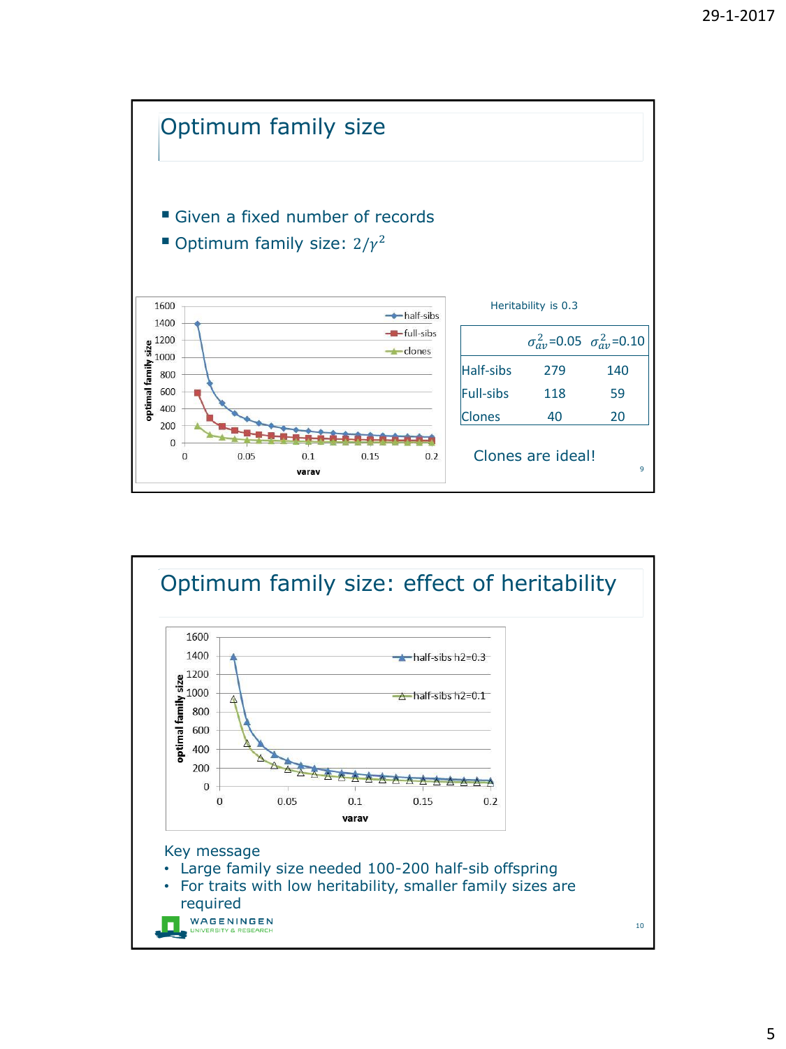## Optimum family size

- Given a fixed number of records
- Optimum family size: $2/\gamma^2$

Heritability is 0.3

| | $\sigma^2_{av}$=0.05 | $\sigma^2_{av}$=0.10 |
|---|---|---|
| Half-sibs | 279 | 140 |
| Full-sibs | 118 | 59 |
| Clones | 40 | 20 |

Clones are ideal!

## Optimum family size: effect of heritability

Key message

- Large family size needed 100-200 half-sib offspring
- For traits with low heritability, smaller family sizes are required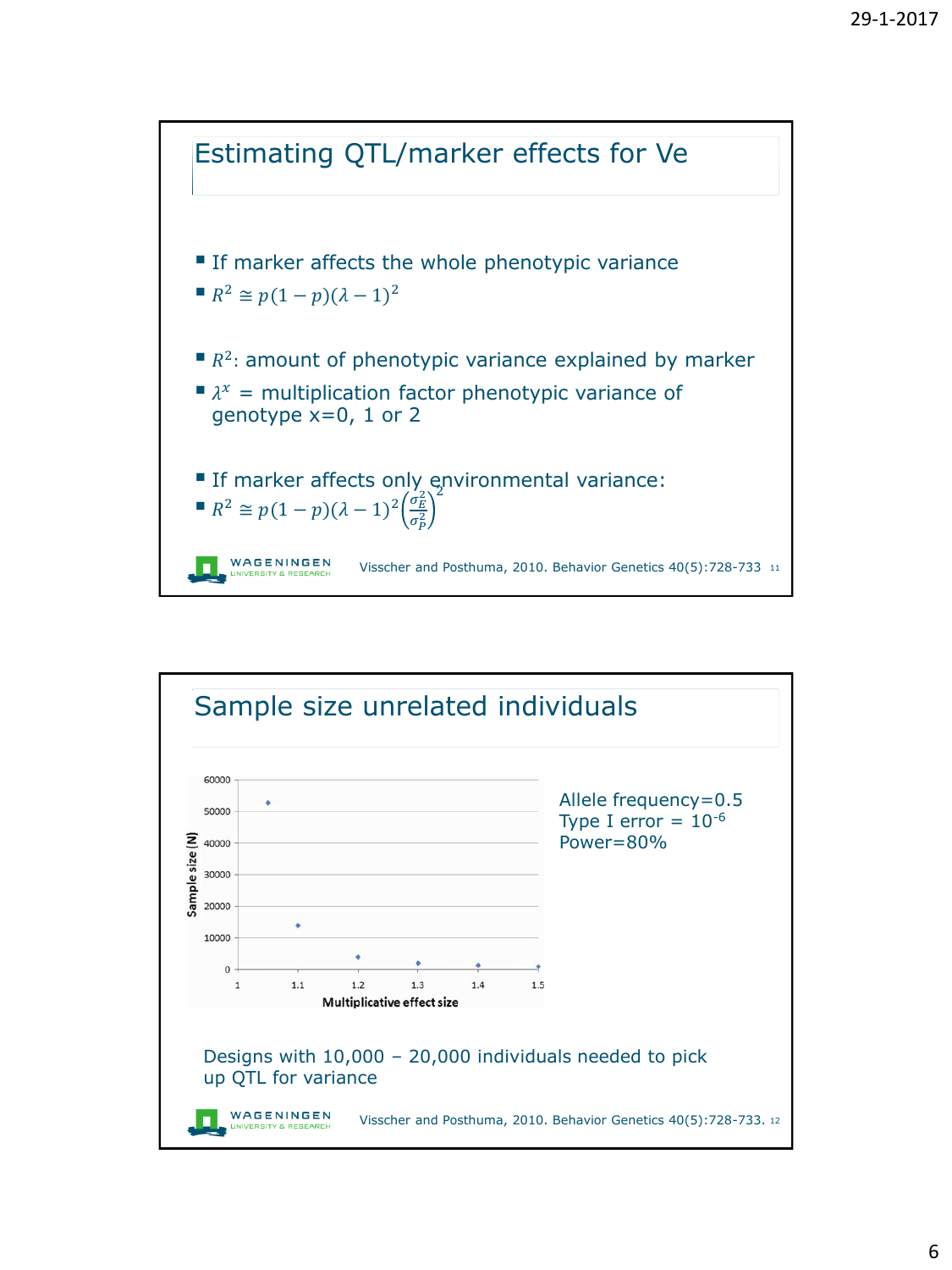## Estimating QTL/marker effects for Ve

- If marker affects the whole phenotypic variance
- $R^2 \cong p(1-p)(\lambda-1)^2$

- $R^2$: amount of phenotypic variance explained by marker
- $\lambda^x$ = multiplication factor phenotypic variance of genotype x=0, 1 or 2

- If marker affects only environmental variance:
- $R^2 \cong p(1-p)(\lambda-1)^2\left(\frac{\sigma_E^2}{\sigma_P^2}\right)^2$

Visscher and Posthuma, 2010. Behavior Genetics 40(5):728-733

## Sample size unrelated individuals

Allele frequency=0.5
Type I error = $10^{-6}$
Power=80%

Designs with 10,000 – 20,000 individuals needed to pick up QTL for variance

Visscher and Posthuma, 2010. Behavior Genetics 40(5):728-733.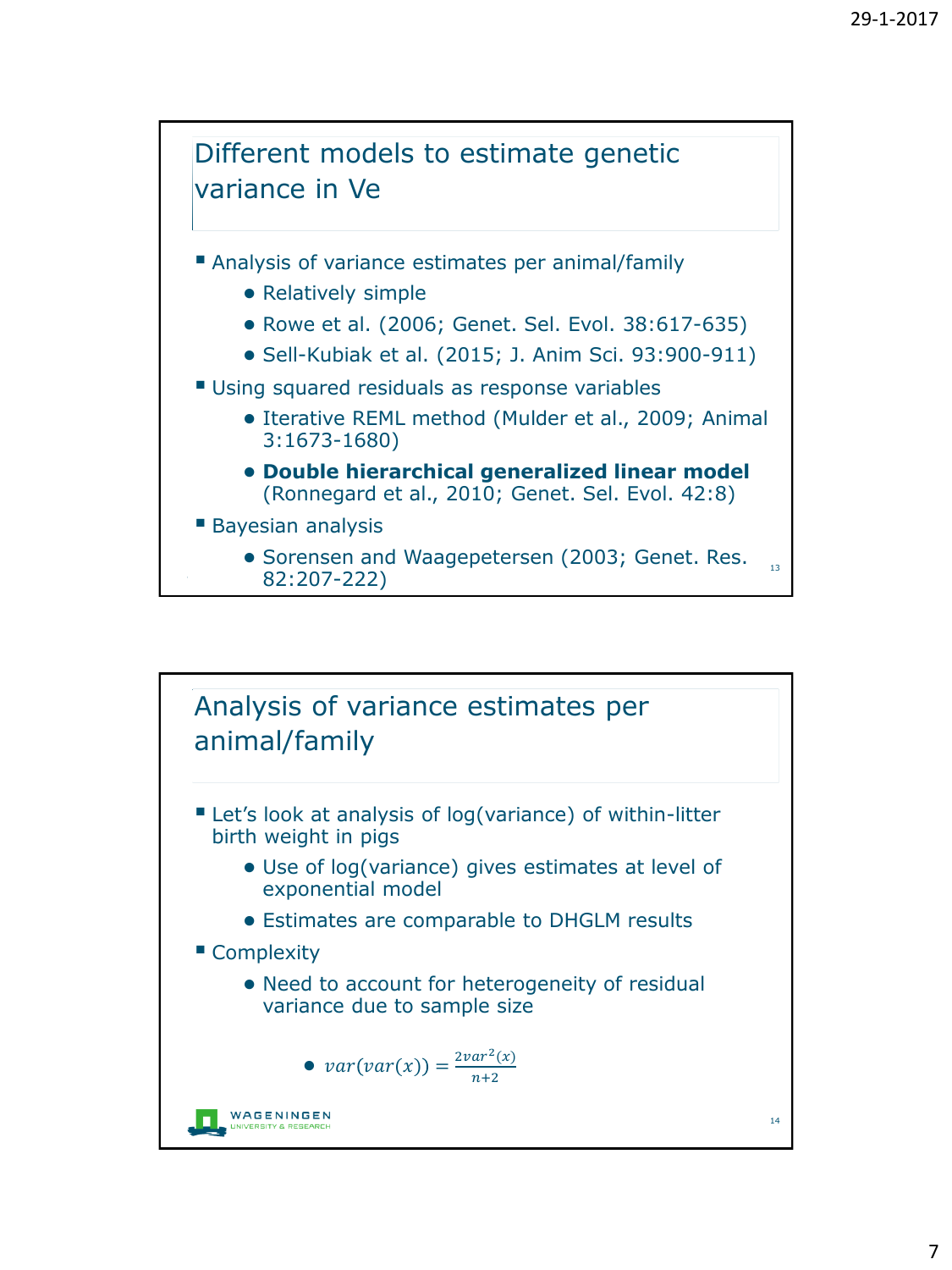## Different models to estimate genetic variance in Ve

- Analysis of variance estimates per animal/family
  - Relatively simple
  - Rowe et al. (2006; Genet. Sel. Evol. 38:617-635)
  - Sell-Kubiak et al. (2015; J. Anim Sci. 93:900-911)
- Using squared residuals as response variables
  - Iterative REML method (Mulder et al., 2009; Animal 3:1673-1680)
  - **Double hierarchical generalized linear model** (Ronnegard et al., 2010; Genet. Sel. Evol. 42:8)
- Bayesian analysis
  - Sorensen and Waagepetersen (2003; Genet. Res. 82:207-222)

## Analysis of variance estimates per animal/family

- Let's look at analysis of log(variance) of within-litter birth weight in pigs
  - Use of log(variance) gives estimates at level of exponential model
  - Estimates are comparable to DHGLM results
- Complexity
  - Need to account for heterogeneity of residual variance due to sample size
    - $var(var(x)) = \frac{2var^2(x)}{n+2}$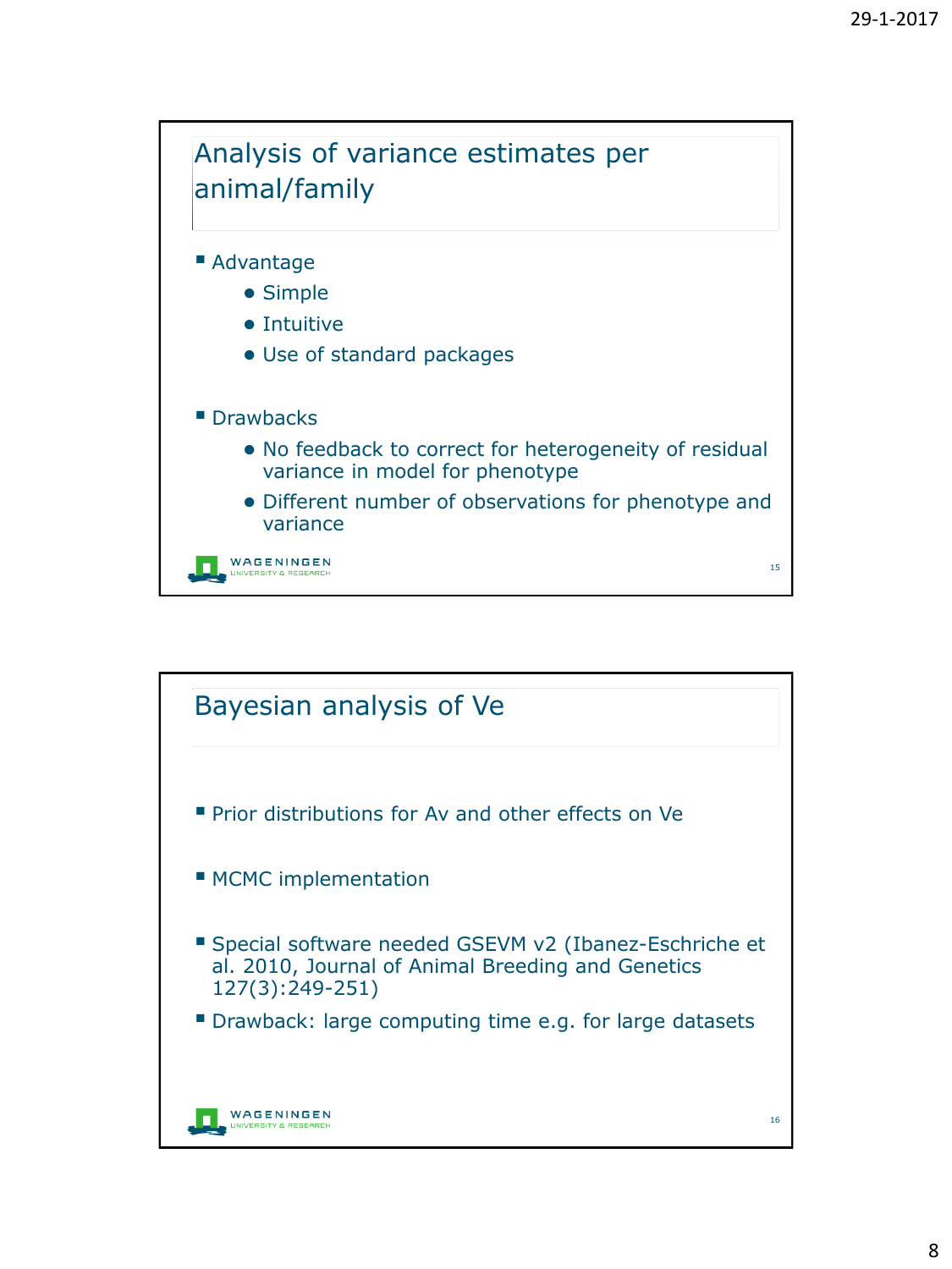## Analysis of variance estimates per animal/family

- Advantage
  - Simple
  - Intuitive
  - Use of standard packages
- Drawbacks
  - No feedback to correct for heterogeneity of residual variance in model for phenotype
  - Different number of observations for phenotype and variance

## Bayesian analysis of Ve

- Prior distributions for Av and other effects on Ve
- MCMC implementation
- Special software needed GSEVM v2 (Ibanez-Eschriche et al. 2010, Journal of Animal Breeding and Genetics 127(3):249-251)
- Drawback: large computing time e.g. for large datasets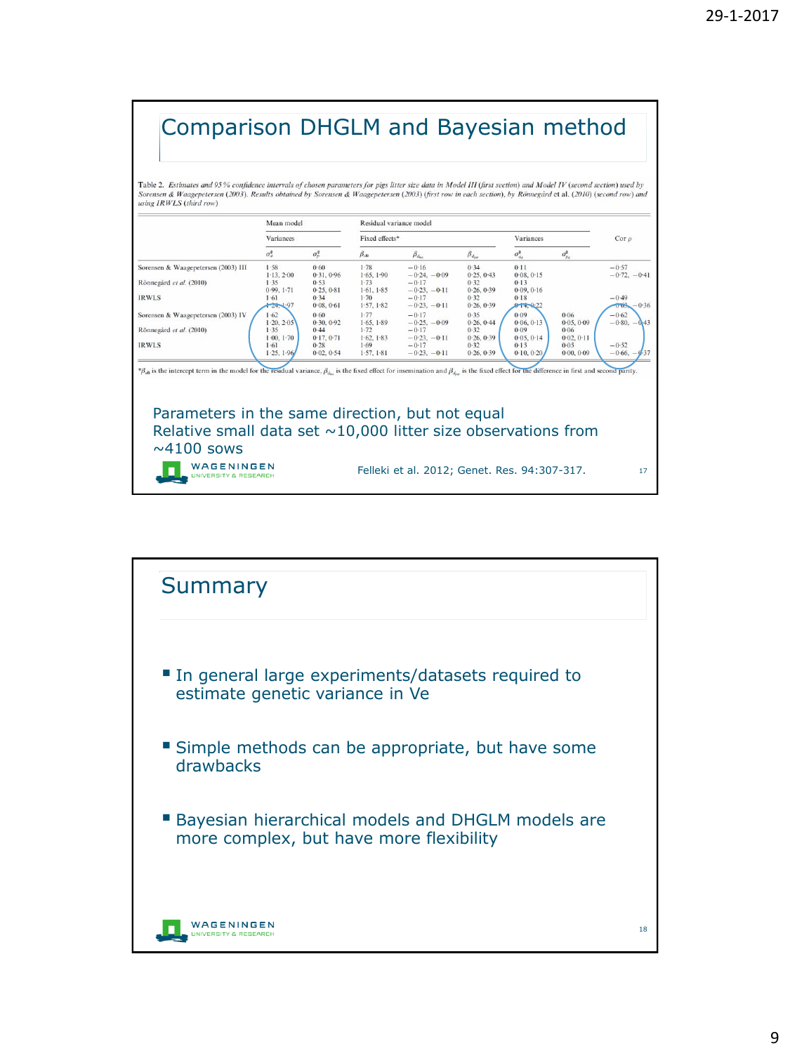# Comparison DHGLM and Bayesian method

Table 2. *Estimates and 95 % confidence intervals of chosen parameters for pigs litter size data in Model III (first section) and Model IV (second section) used by Sorensen & Waagepetersen (2003). Results obtained by Sorensen & Waagepetersen (2003) (first row in each section), by Rönnegård* et al. *(2010) (second row) and using IRWLS (third row)*

| | Mean model | | Residual variance model | | | | | |
|---|---|---|---|---|---|---|---|---|
| | Variances | | Fixed effects* | | | Variances | | Cor ρ |
| | $\sigma_a^2$ | $\sigma_p^2$ | $\beta_{d0}$ | $\beta_{d_{ins}}$ | $\beta_{d_{par}}$ | $\sigma_{a_d}^2$ | $\sigma_{p_d}^2$ | |
| Sorensen & Waagepetersen (2003) III | 1·58 | 0·60 | 1·78 | −0·16 | 0·34 | 0·11 | | −0·57 |
| | 1·13, 2·00 | 0·31, 0·96 | 1·65, 1·90 | −0·24, −0·09 | 0·25, 0·43 | 0·08, 0·15 | | −0·72, −0·41 |
| Rönnegård *et al.* (2010) | 1·35 | 0·53 | 1·73 | −0·17 | 0·32 | 0·13 | | |
| | 0·99, 1·71 | 0·25, 0·81 | 1·61, 1·85 | −0·23, −0·11 | 0·26, 0·39 | 0·09, 0·16 | | |
| IRWLS | 1·61 | 0·34 | 1·70 | −0·17 | 0·32 | 0·18 | | −0·49 |
| | 1·24, 1·97 | 0·08, 0·61 | 1·57, 1·82 | −0·23, −0·11 | 0·26, 0·39 | 0·14, 0·22 | | −0·63, −0·36 |
| Sorensen & Waagepetersen (2003) IV | 1·62 | 0·60 | 1·77 | −0·17 | 0·35 | 0·09 | 0·06 | −0·62 |
| | 1·20, 2·05 | 0·30, 0·92 | 1·65, 1·89 | −0·25, −0·09 | 0·26, 0·44 | 0·06, 0·13 | 0·05, 0·09 | −0·80, −0·43 |
| Rönnegård *et al.* (2010) | 1·35 | 0·44 | 1·72 | −0·17 | 0·32 | 0·09 | 0·06 | |
| | 1·00, 1·70 | 0·17, 0·71 | 1·62, 1·83 | −0·23, −0·11 | 0·26, 0·39 | 0·05, 0·14 | 0·02, 0·11 | |
| IRWLS | 1·61 | 0·28 | 1·69 | −0·17 | 0·32 | 0·15 | 0·05 | −0·52 |
| | 1·25, 1·96 | 0·02, 0·54 | 1·57, 1·81 | −0·23, −0·11 | 0·26, 0·39 | 0·10, 0·20 | 0·00, 0·09 | −0·66, −0·37 |

*$\beta_{d0}$ is the intercept term in the model for the residual variance, $\beta_{d_{ins}}$ is the fixed effect for insemination and $\beta_{d_{par}}$ is the fixed effect for the difference in first and second parity.

Parameters in the same direction, but not equal
Relative small data set ~10,000 litter size observations from ~4100 sows

Felleki et al. 2012; Genet. Res. 94:307-317.

# Summary

- In general large experiments/datasets required to estimate genetic variance in Ve
- Simple methods can be appropriate, but have some drawbacks
- Bayesian hierarchical models and DHGLM models are more complex, but have more flexibility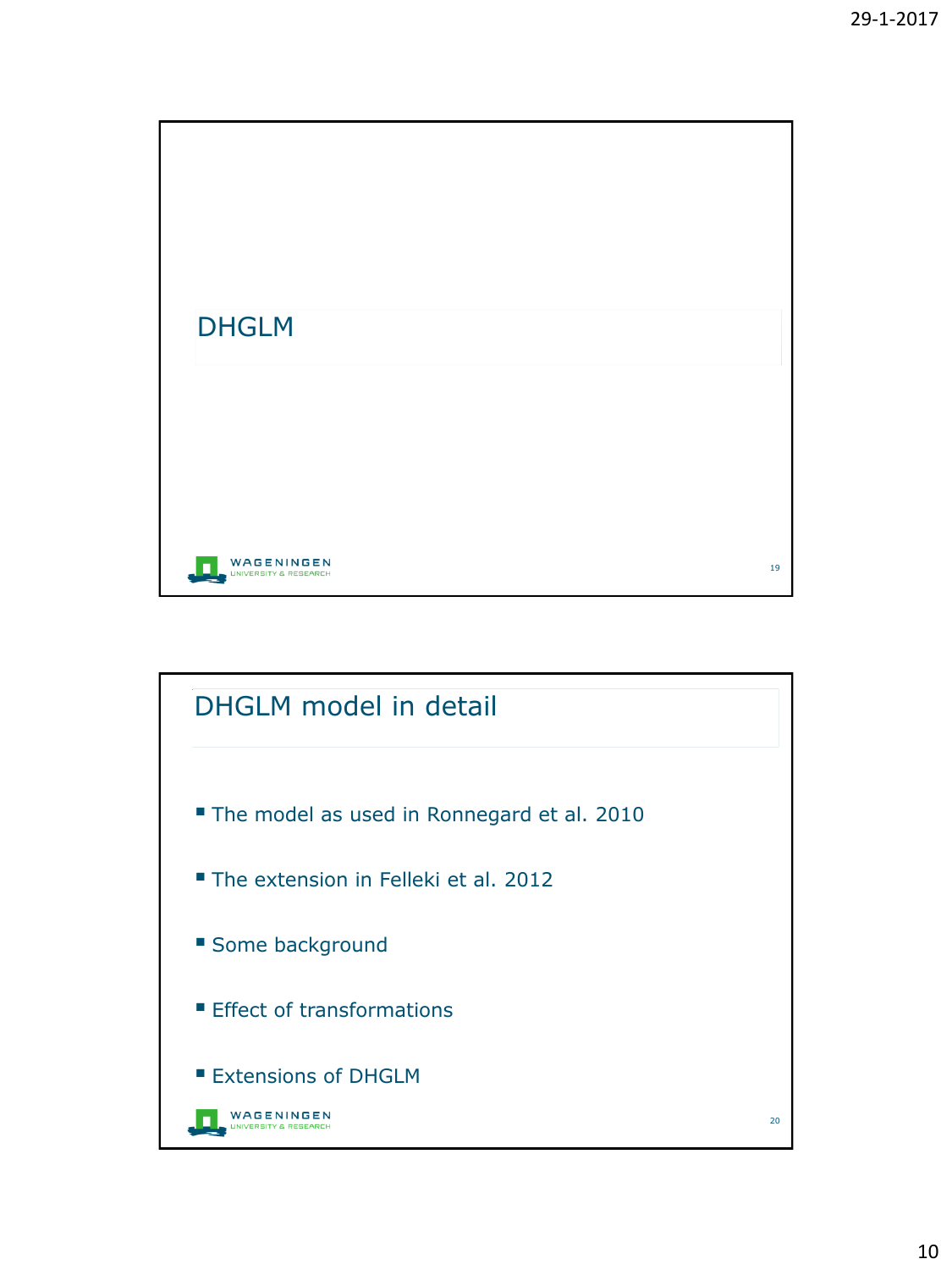# DHGLM

## DHGLM model in detail

- The model as used in Ronnegard et al. 2010
- The extension in Felleki et al. 2012
- Some background
- Effect of transformations
- Extensions of DHGLM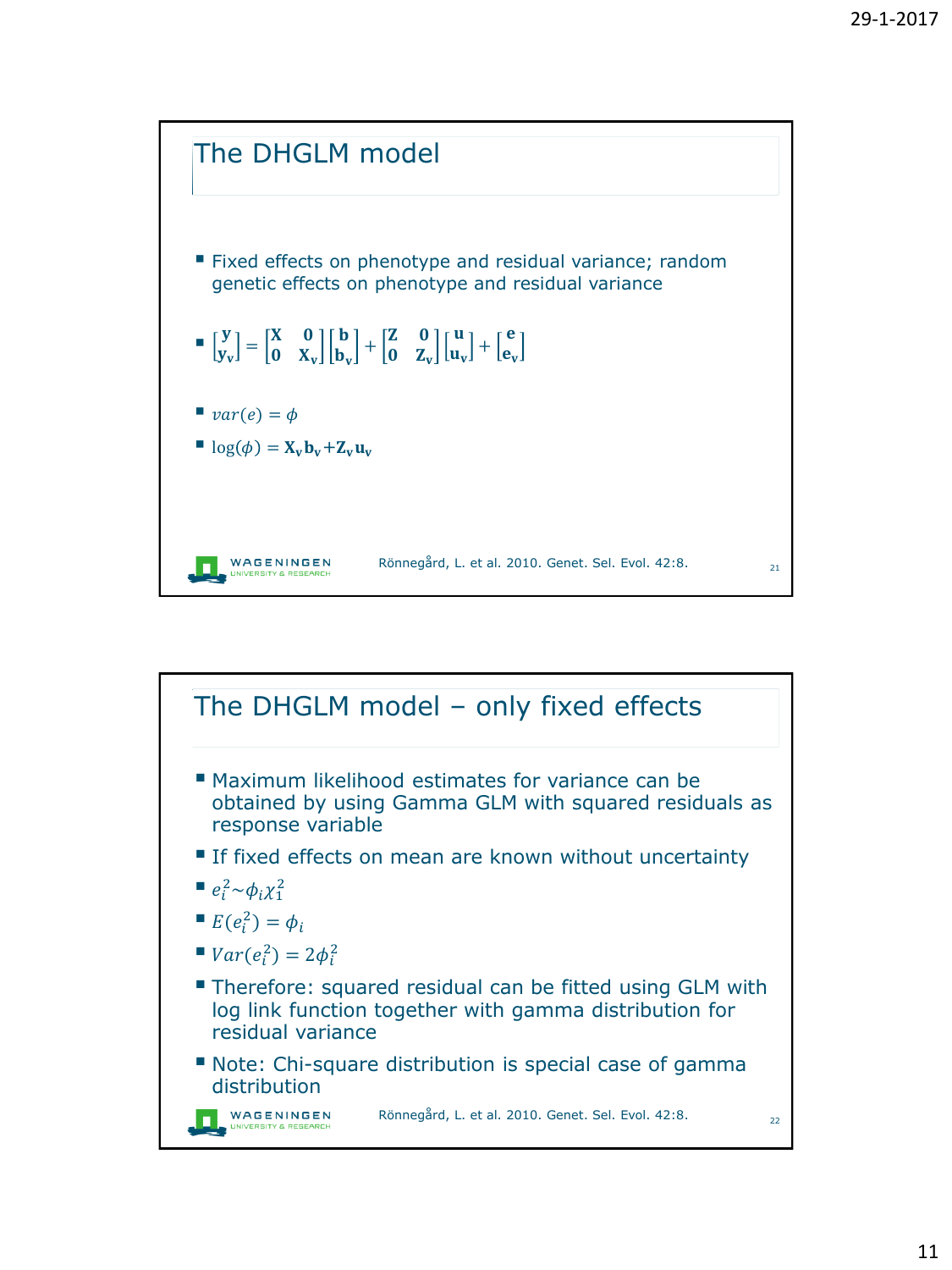## The DHGLM model

- Fixed effects on phenotype and residual variance; random genetic effects on phenotype and residual variance
- $\begin{bmatrix} \mathbf{y} \\ \mathbf{y_v} \end{bmatrix} = \begin{bmatrix} \mathbf{X} & \mathbf{0} \\ \mathbf{0} & \mathbf{X_v} \end{bmatrix} \begin{bmatrix} \mathbf{b} \\ \mathbf{b_v} \end{bmatrix} + \begin{bmatrix} \mathbf{Z} & \mathbf{0} \\ \mathbf{0} & \mathbf{Z_v} \end{bmatrix} \begin{bmatrix} \mathbf{u} \\ \mathbf{u_v} \end{bmatrix} + \begin{bmatrix} \mathbf{e} \\ \mathbf{e_v} \end{bmatrix}$
- $var(e) = \phi$
- $\log(\phi) = \mathbf{X_v b_v} + \mathbf{Z_v u_v}$

Rönnegård, L. et al. 2010. Genet. Sel. Evol. 42:8.

## The DHGLM model – only fixed effects

- Maximum likelihood estimates for variance can be obtained by using Gamma GLM with squared residuals as response variable
- If fixed effects on mean are known without uncertainty
- $e_i^2 \sim \phi_i \chi_1^2$
- $E(e_i^2) = \phi_i$
- $Var(e_i^2) = 2\phi_i^2$
- Therefore: squared residual can be fitted using GLM with log link function together with gamma distribution for residual variance
- Note: Chi-square distribution is special case of gamma distribution

Rönnegård, L. et al. 2010. Genet. Sel. Evol. 42:8.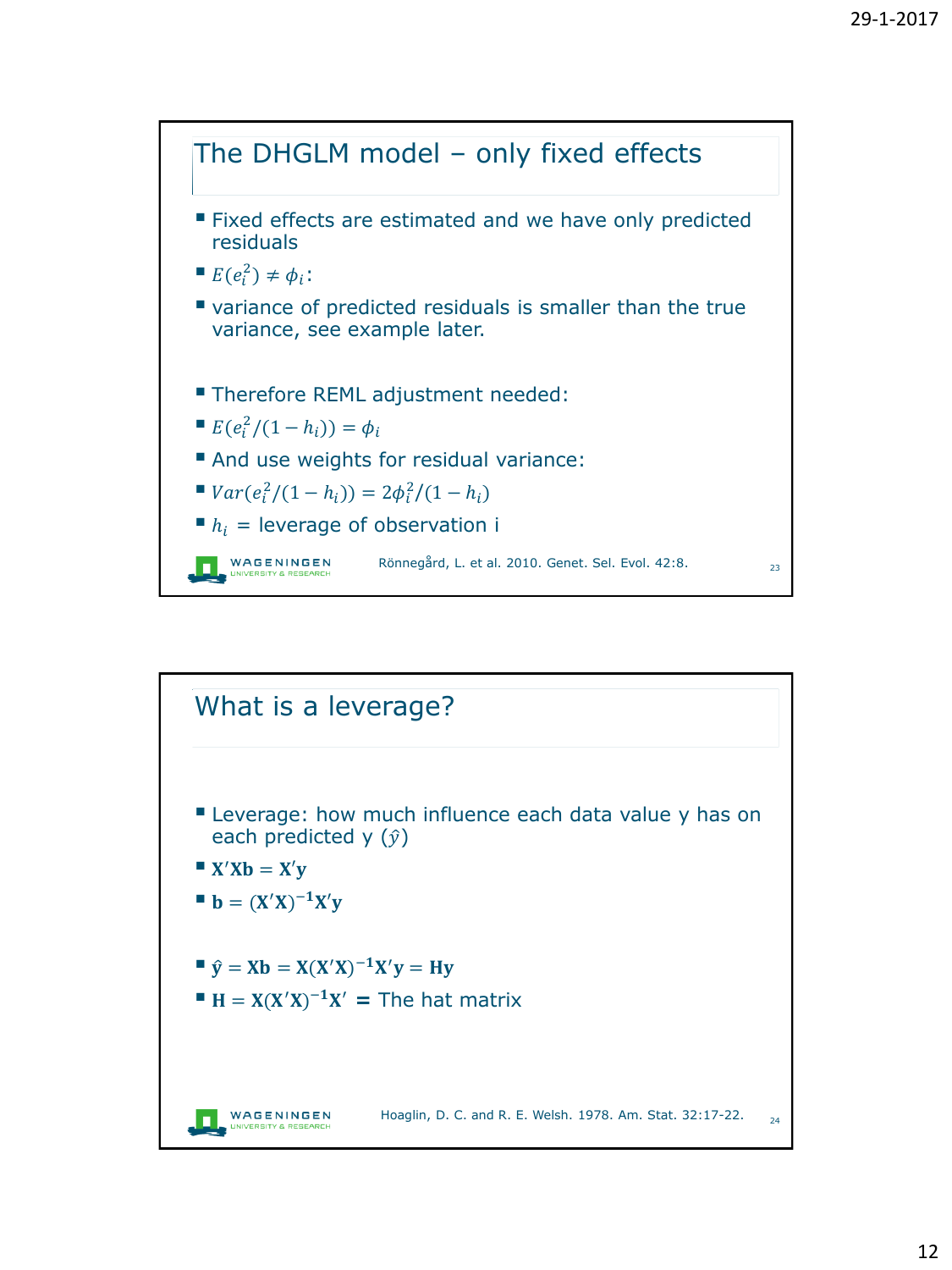## The DHGLM model – only fixed effects

- Fixed effects are estimated and we have only predicted residuals
- $E(e_i^2) \neq \phi_i$:
- variance of predicted residuals is smaller than the true variance, see example later.
- Therefore REML adjustment needed:
- $E(e_i^2/(1-h_i)) = \phi_i$
- And use weights for residual variance:
- $Var(e_i^2/(1-h_i)) = 2\phi_i^2/(1-h_i)$
- $h_i$ = leverage of observation i

Rönnegård, L. et al. 2010. Genet. Sel. Evol. 42:8.

## What is a leverage?

- Leverage: how much influence each data value y has on each predicted y ($\hat{y}$)
- $\mathbf{X'Xb} = \mathbf{X'y}$
- $\mathbf{b} = (\mathbf{X'X})^{-1}\mathbf{X'y}$
- $\hat{\mathbf{y}} = \mathbf{Xb} = \mathbf{X}(\mathbf{X'X})^{-1}\mathbf{X'y} = \mathbf{Hy}$
- $\mathbf{H} = \mathbf{X}(\mathbf{X'X})^{-1}\mathbf{X'}$ = The hat matrix

Hoaglin, D. C. and R. E. Welsh. 1978. Am. Stat. 32:17-22.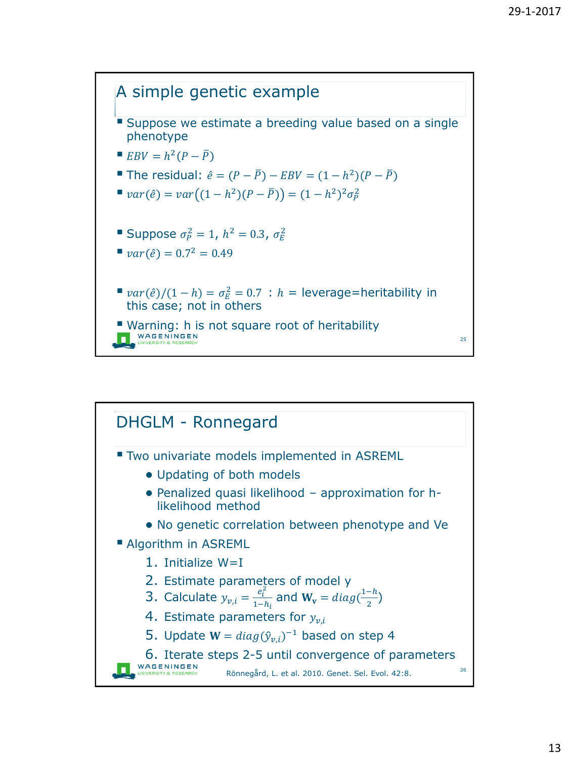## A simple genetic example

- Suppose we estimate a breeding value based on a single phenotype
- $EBV = h^2(P - \bar{P})$
- The residual: $\hat{e} = (P - \bar{P}) - EBV = (1 - h^2)(P - \bar{P})$
- $var(\hat{e}) = var\left((1 - h^2)(P - \bar{P})\right) = (1 - h^2)^2\sigma_P^2$

- Suppose $\sigma_P^2 = 1$, $h^2 = 0.3$, $\sigma_E^2$
- $var(\hat{e}) = 0.7^2 = 0.49$

- $var(\hat{e})/(1 - h) = \sigma_E^2 = 0.7$ : $h$ = leverage=heritability in this case; not in others
- Warning: h is not square root of heritability

## DHGLM - Ronnegard

- Two univariate models implemented in ASREML
  - Updating of both models
  - Penalized quasi likelihood – approximation for h-likelihood method
  - No genetic correlation between phenotype and Ve
- Algorithm in ASREML
  1. Initialize W=I
  2. Estimate parameters of model y
  3. Calculate $y_{v,i} = \frac{e_i^2}{1-h_i}$ and $\mathbf{W_v} = diag(\frac{1-h}{2})$
  4. Estimate parameters for $y_{v,i}$
  5. Update $\mathbf{W} = diag(\hat{y}_{v,i})^{-1}$ based on step 4
  6. Iterate steps 2-5 until convergence of parameters

Rönnegård, L. et al. 2010. Genet. Sel. Evol. 42:8.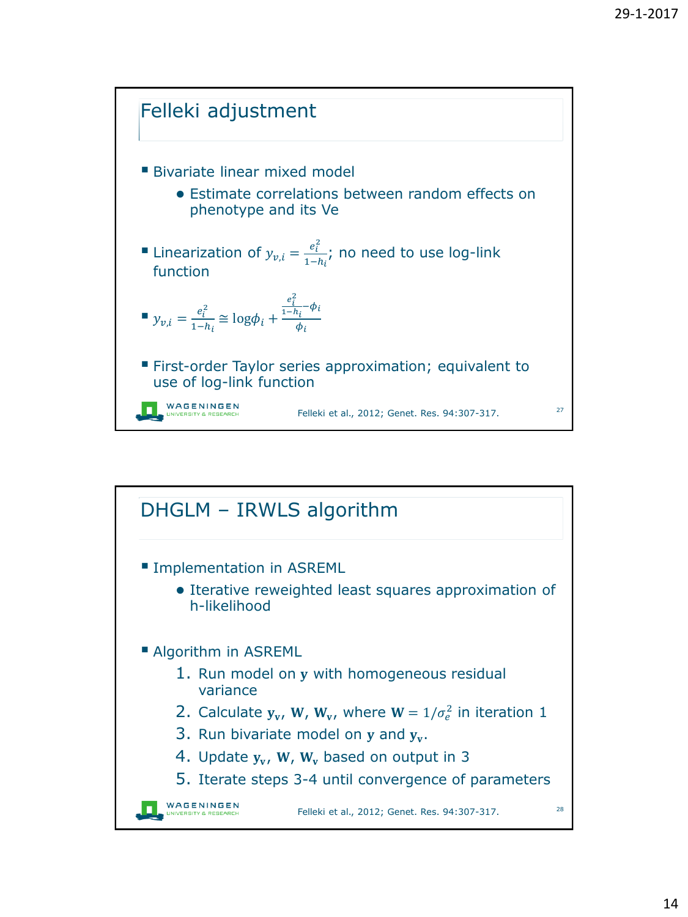## Felleki adjustment

- Bivariate linear mixed model
  - Estimate correlations between random effects on phenotype and its Ve
- Linearization of $y_{v,i} = \frac{e_i^2}{1-h_i}$; no need to use log-link function
- $y_{v,i} = \frac{e_i^2}{1-h_i} \cong \log\phi_i + \frac{\frac{e_i^2}{1-h_i} - \phi_i}{\phi_i}$
- First-order Taylor series approximation; equivalent to use of log-link function

Felleki et al., 2012; Genet. Res. 94:307-317.

## DHGLM – IRWLS algorithm

- Implementation in ASREML
  - Iterative reweighted least squares approximation of h-likelihood
- Algorithm in ASREML
  1. Run model on $\mathbf{y}$ with homogeneous residual variance
  2. Calculate $\mathbf{y_v}$, $\mathbf{W}$, $\mathbf{W_v}$, where $\mathbf{W} = 1/\sigma_e^2$ in iteration 1
  3. Run bivariate model on $\mathbf{y}$ and $\mathbf{y_v}$.
  4. Update $\mathbf{y_v}$, $\mathbf{W}$, $\mathbf{W_v}$ based on output in 3
  5. Iterate steps 3-4 until convergence of parameters

Felleki et al., 2012; Genet. Res. 94:307-317.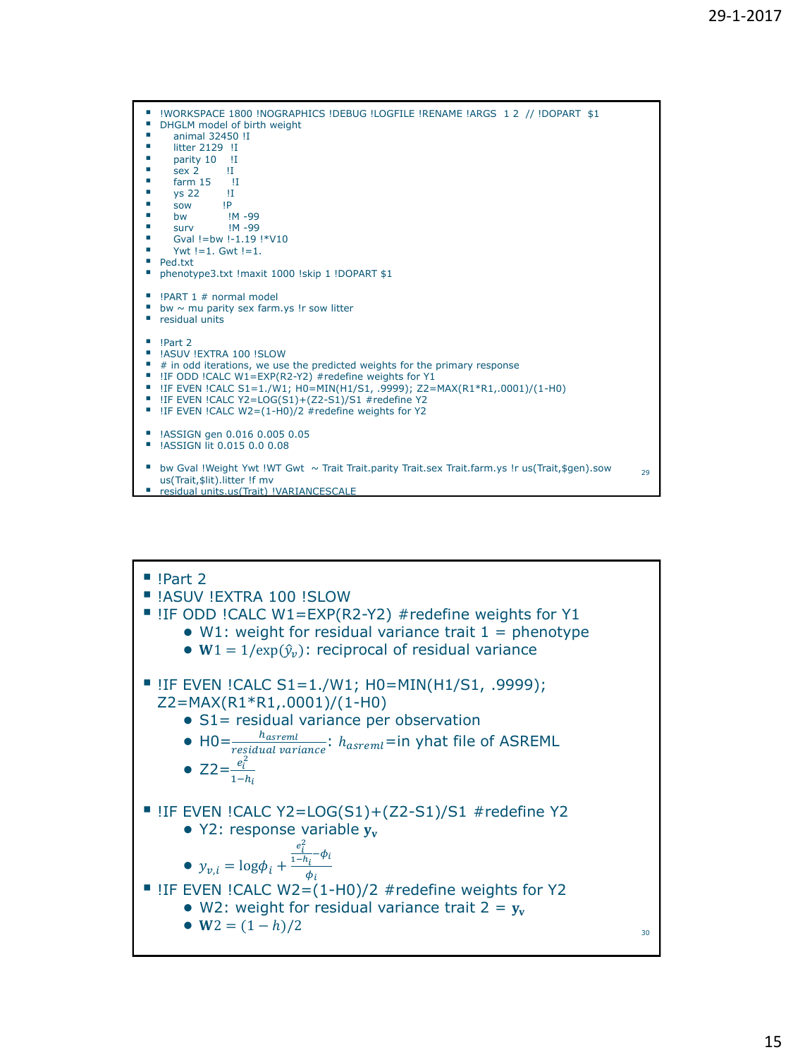- !WORKSPACE 1800 !NOGRAPHICS !DEBUG !LOGFILE !RENAME !ARGS 1 2 // !DOPART $1
- DHGLM model of birth weight
- animal 32450 !I
- litter 2129 !I
- parity 10 !I
- sex 2 !I
- farm 15 !I
- ys 22 !I
- sow !P
- bw !M -99
- surv !M -99
- Gval !=bw !-1.19 !*V10
- Ywt !=1. Gwt !=1.
- Ped.txt
- phenotype3.txt !maxit 1000 !skip 1 !DOPART $1

- !PART 1 # normal model
- bw ~ mu parity sex farm.ys !r sow litter
- residual units

- !Part 2
- !ASUV !EXTRA 100 !SLOW
- # in odd iterations, we use the predicted weights for the primary response
- !IF ODD !CALC W1=EXP(R2-Y2) #redefine weights for Y1
- !IF EVEN !CALC S1=1./W1; H0=MIN(H1/S1, .9999); Z2=MAX(R1*R1,.0001)/(1-H0)
- !IF EVEN !CALC Y2=LOG(S1)+(Z2-S1)/S1 #redefine Y2
- !IF EVEN !CALC W2=(1-H0)/2 #redefine weights for Y2

- !ASSIGN gen 0.016 0.005 0.05
- !ASSIGN lit 0.015 0.0 0.08

- bw Gval !Weight Ywt !WT Gwt ~ Trait Trait.parity Trait.sex Trait.farm.ys !r us(Trait,$gen).sow us(Trait,$lit).litter !f mv
- residual units.us(Trait) !VARIANCESCALE

---

- !Part 2
- !ASUV !EXTRA 100 !SLOW
- !IF ODD !CALC W1=EXP(R2-Y2) #redefine weights for Y1
  - W1: weight for residual variance trait 1 = phenotype
  - $\mathbf{W}1 = 1/\exp(\hat{y}_v)$: reciprocal of residual variance
- !IF EVEN !CALC S1=1./W1; H0=MIN(H1/S1, .9999); Z2=MAX(R1*R1,.0001)/(1-H0)
  - S1= residual variance per observation
  - H0=$\frac{h_{asreml}}{residual\ variance}$: $h_{asreml}$=in yhat file of ASREML
  - Z2=$\frac{e_i^2}{1-h_i}$
- !IF EVEN !CALC Y2=LOG(S1)+(Z2-S1)/S1 #redefine Y2
  - Y2: response variable $\mathbf{y_v}$
  - $y_{v,i} = \log\phi_i + \frac{\frac{e_i^2}{1-h_i} - \phi_i}{\phi_i}$
- !IF EVEN !CALC W2=(1-H0)/2 #redefine weights for Y2
  - W2: weight for residual variance trait 2 = $\mathbf{y_v}$
  - $\mathbf{W}2 = (1-h)/2$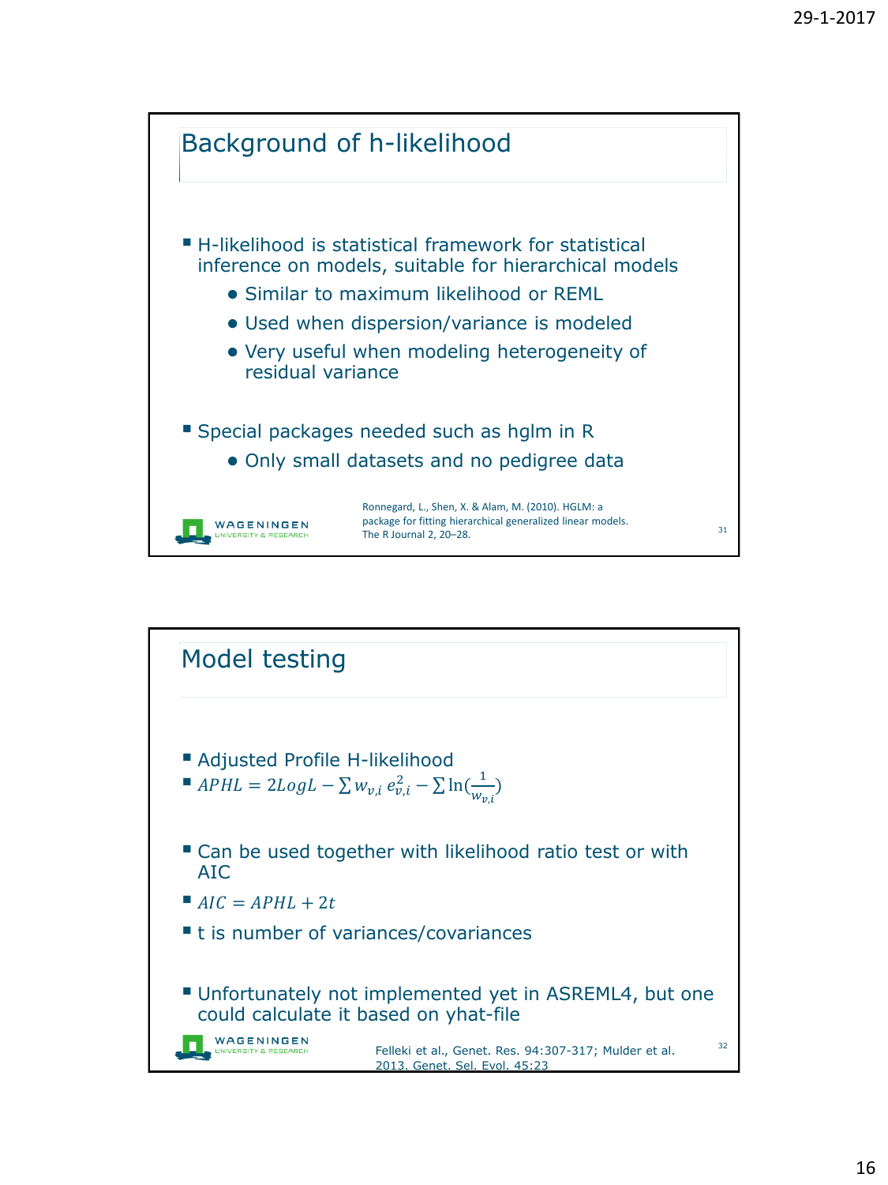## Background of h-likelihood

- H-likelihood is statistical framework for statistical inference on models, suitable for hierarchical models
  - Similar to maximum likelihood or REML
  - Used when dispersion/variance is modeled
  - Very useful when modeling heterogeneity of residual variance
- Special packages needed such as hglm in R
  - Only small datasets and no pedigree data

Ronnegard, L., Shen, X. & Alam, M. (2010). HGLM: a package for fitting hierarchical generalized linear models. The R Journal 2, 20–28.

## Model testing

- Adjusted Profile H-likelihood
- $APHL = 2LogL - \sum w_{v,i}\, e_{v,i}^2 - \sum \ln(\frac{1}{w_{v,i}})$
- Can be used together with likelihood ratio test or with AIC
- $AIC = APHL + 2t$
- t is number of variances/covariances
- Unfortunately not implemented yet in ASREML4, but one could calculate it based on yhat-file

Felleki et al., Genet. Res. 94:307-317; Mulder et al. 2013. Genet. Sel. Evol. 45:23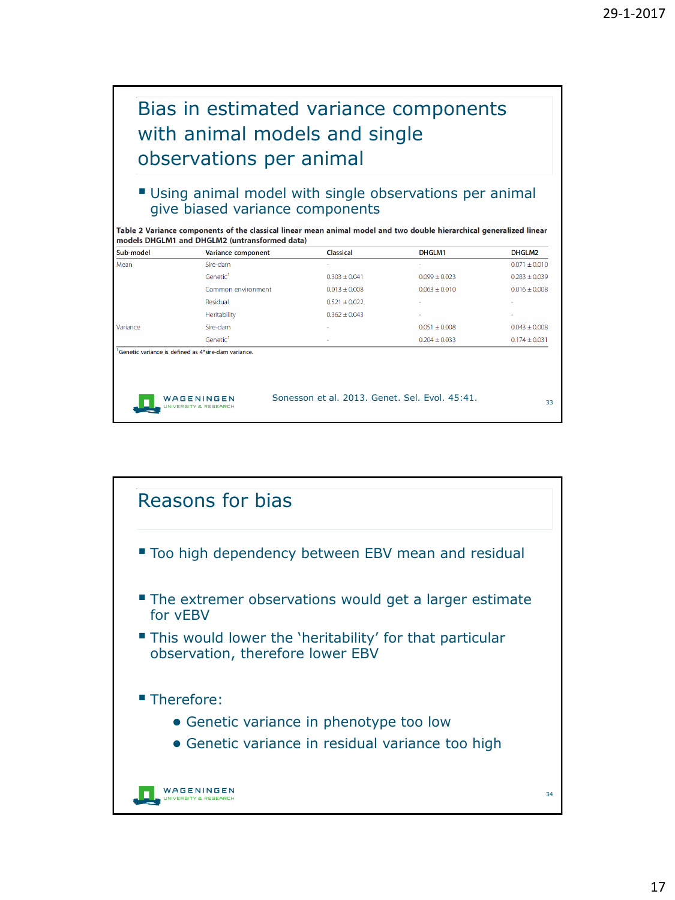## Bias in estimated variance components with animal models and single observations per animal

- Using animal model with single observations per animal give biased variance components

**Table 2 Variance components of the classical linear mean animal model and two double hierarchical generalized linear models DHGLM1 and DHGLM2 (untransformed data)**

| Sub-model | Variance component | Classical | DHGLM1 | DHGLM2 |
|---|---|---|---|---|
| Mean | Sire-dam | - | - | 0.071 ± 0.010 |
| | Genetic[1] | 0.303 ± 0.041 | 0.099 ± 0.023 | 0.283 ± 0.039 |
| | Common environment | 0.013 ± 0.008 | 0.063 ± 0.010 | 0.016 ± 0.008 |
| | Residual | 0.521 ± 0.022 | - | - |
| | Heritability | 0.362 ± 0.043 | - | - |
| Variance | Sire-dam | - | 0.051 ± 0.008 | 0.043 ± 0.008 |
| | Genetic[1] | - | 0.204 ± 0.033 | 0.174 ± 0.031 |

[1]Genetic variance is defined as 4*sire-dam variance.

Sonesson et al. 2013. Genet. Sel. Evol. 45:41.

## Reasons for bias

- Too high dependency between EBV mean and residual
- The extremer observations would get a larger estimate for vEBV
- This would lower the 'heritability' for that particular observation, therefore lower EBV
- Therefore:
  - Genetic variance in phenotype too low
  - Genetic variance in residual variance too high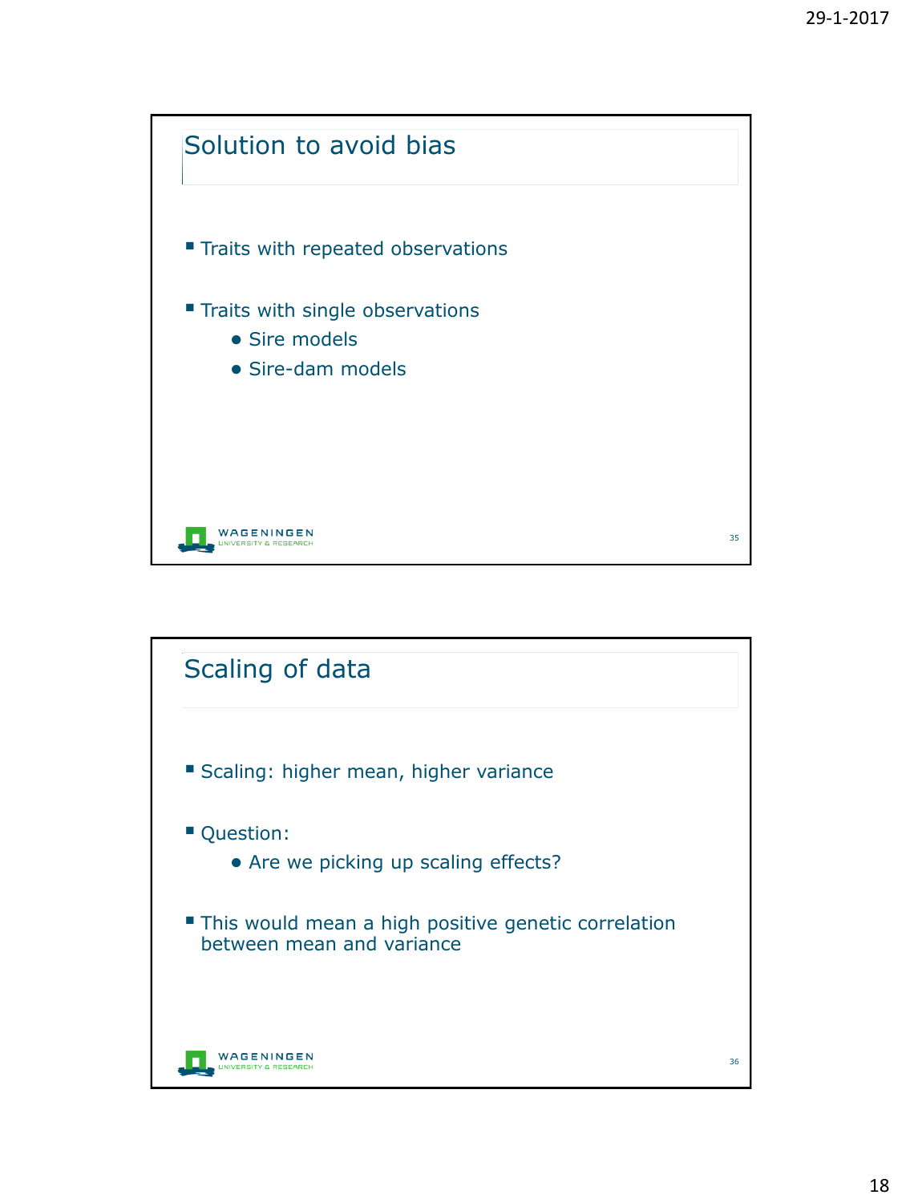## Solution to avoid bias

- Traits with repeated observations
- Traits with single observations
  - Sire models
  - Sire-dam models

## Scaling of data

- Scaling: higher mean, higher variance
- Question:
  - Are we picking up scaling effects?
- This would mean a high positive genetic correlation between mean and variance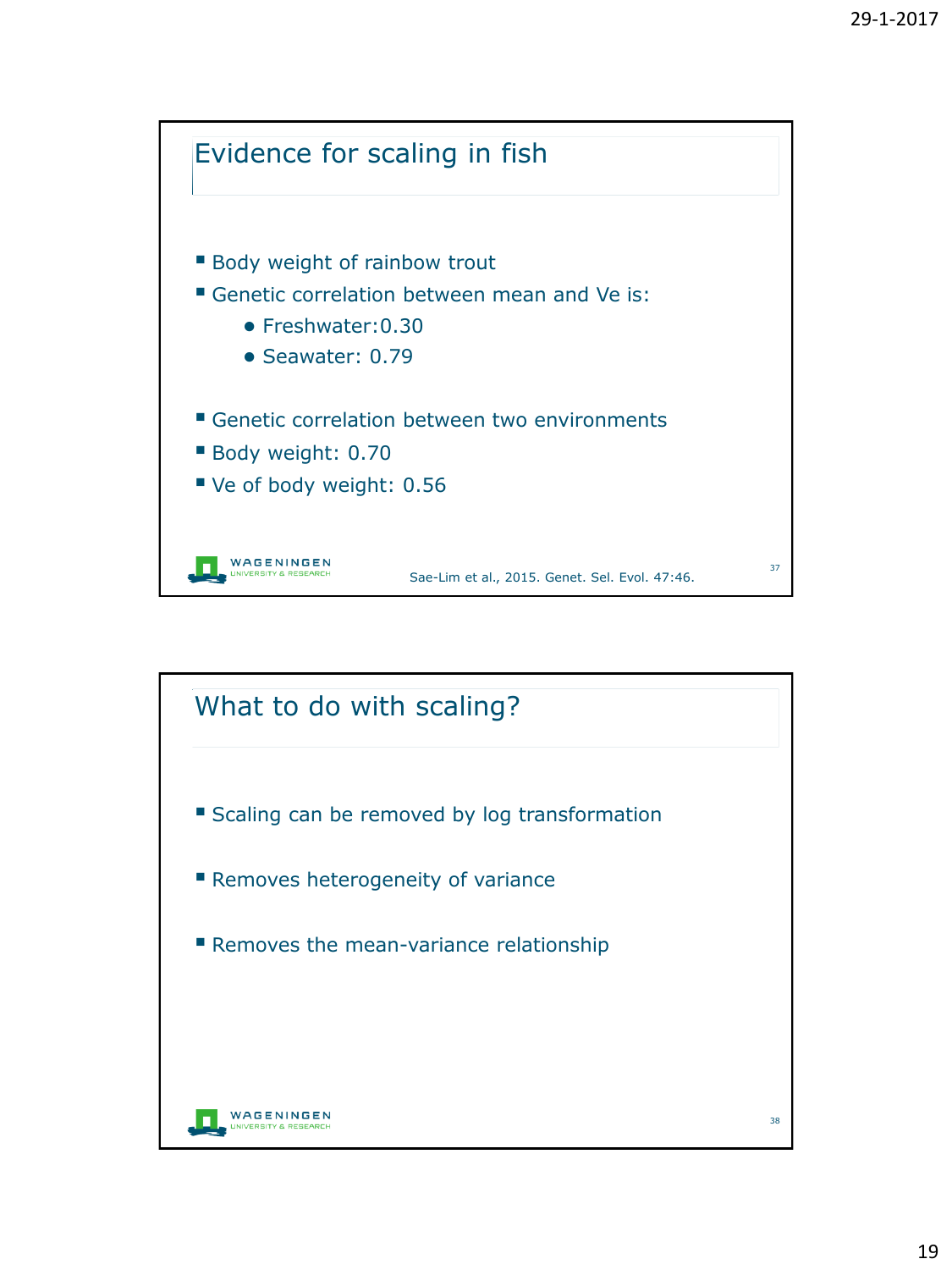## Evidence for scaling in fish

- Body weight of rainbow trout
- Genetic correlation between mean and Ve is:
  - Freshwater:0.30
  - Seawater: 0.79
- Genetic correlation between two environments
- Body weight: 0.70
- Ve of body weight: 0.56

Sae-Lim et al., 2015. Genet. Sel. Evol. 47:46.

## What to do with scaling?

- Scaling can be removed by log transformation
- Removes heterogeneity of variance
- Removes the mean-variance relationship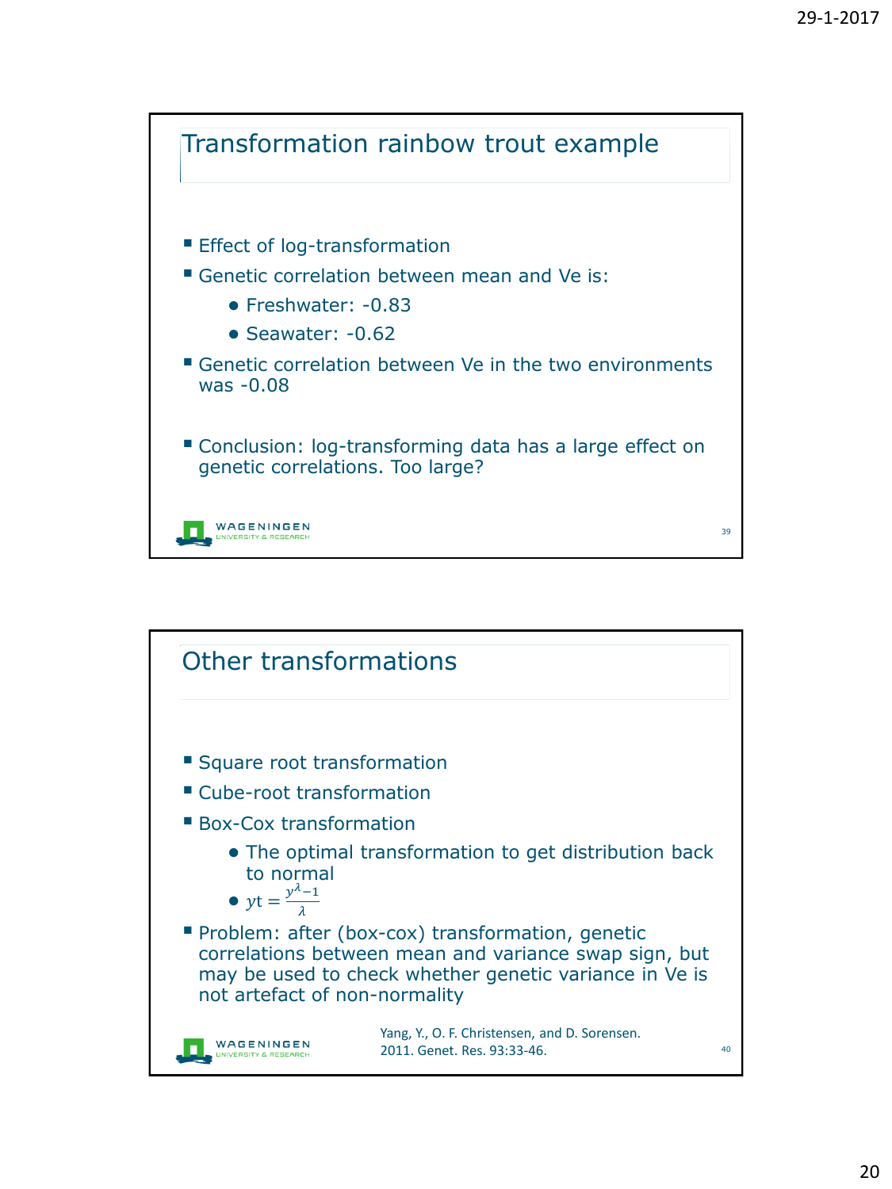## Transformation rainbow trout example

- Effect of log-transformation
- Genetic correlation between mean and Ve is:
  - Freshwater: -0.83
  - Seawater: -0.62
- Genetic correlation between Ve in the two environments was -0.08
- Conclusion: log-transforming data has a large effect on genetic correlations. Too large?

## Other transformations

- Square root transformation
- Cube-root transformation
- Box-Cox transformation
  - The optimal transformation to get distribution back to normal
  - $yt = \frac{y^{\lambda} - 1}{\lambda}$
- Problem: after (box-cox) transformation, genetic correlations between mean and variance swap sign, but may be used to check whether genetic variance in Ve is not artefact of non-normality

Yang, Y., O. F. Christensen, and D. Sorensen. 2011. Genet. Res. 93:33-46.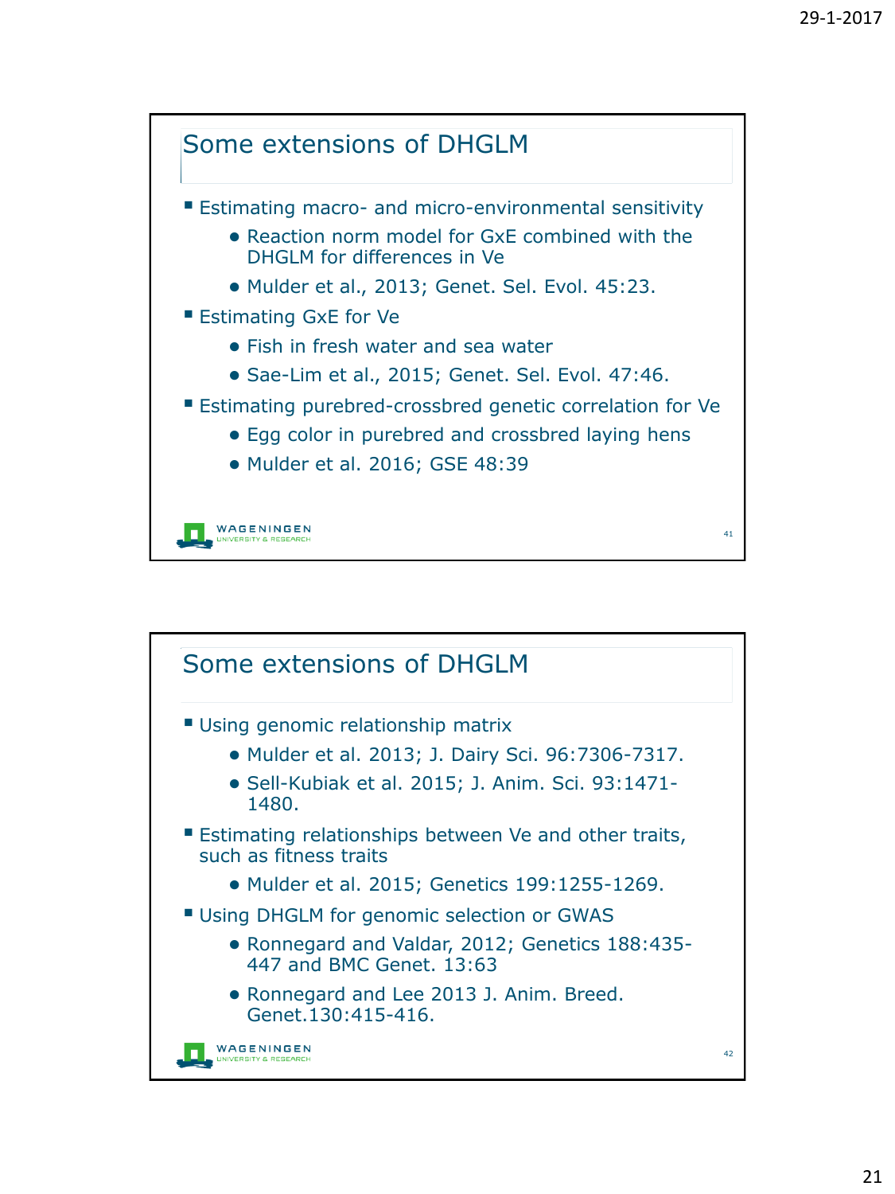## Some extensions of DHGLM

- Estimating macro- and micro-environmental sensitivity
  - Reaction norm model for GxE combined with the DHGLM for differences in Ve
  - Mulder et al., 2013; Genet. Sel. Evol. 45:23.
- Estimating GxE for Ve
  - Fish in fresh water and sea water
  - Sae-Lim et al., 2015; Genet. Sel. Evol. 47:46.
- Estimating purebred-crossbred genetic correlation for Ve
  - Egg color in purebred and crossbred laying hens
  - Mulder et al. 2016; GSE 48:39

## Some extensions of DHGLM

- Using genomic relationship matrix
  - Mulder et al. 2013; J. Dairy Sci. 96:7306-7317.
  - Sell-Kubiak et al. 2015; J. Anim. Sci. 93:1471-1480.
- Estimating relationships between Ve and other traits, such as fitness traits
  - Mulder et al. 2015; Genetics 199:1255-1269.
- Using DHGLM for genomic selection or GWAS
  - Ronnegard and Valdar, 2012; Genetics 188:435-447 and BMC Genet. 13:63
  - Ronnegard and Lee 2013 J. Anim. Breed. Genet.130:415-416.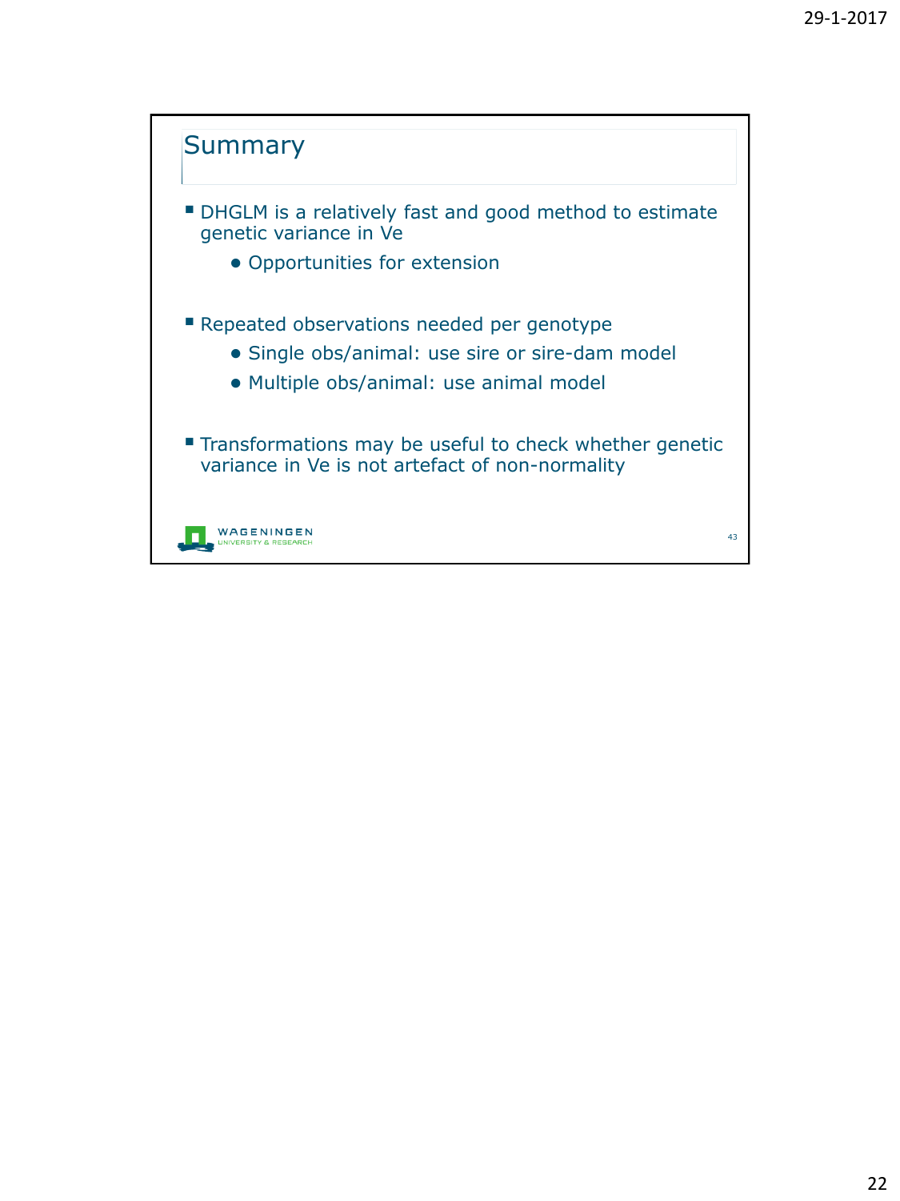## Summary

- DHGLM is a relatively fast and good method to estimate genetic variance in Ve
  - Opportunities for extension
- Repeated observations needed per genotype
  - Single obs/animal: use sire or sire-dam model
  - Multiple obs/animal: use animal model
- Transformations may be useful to check whether genetic variance in Ve is not artefact of non-normality